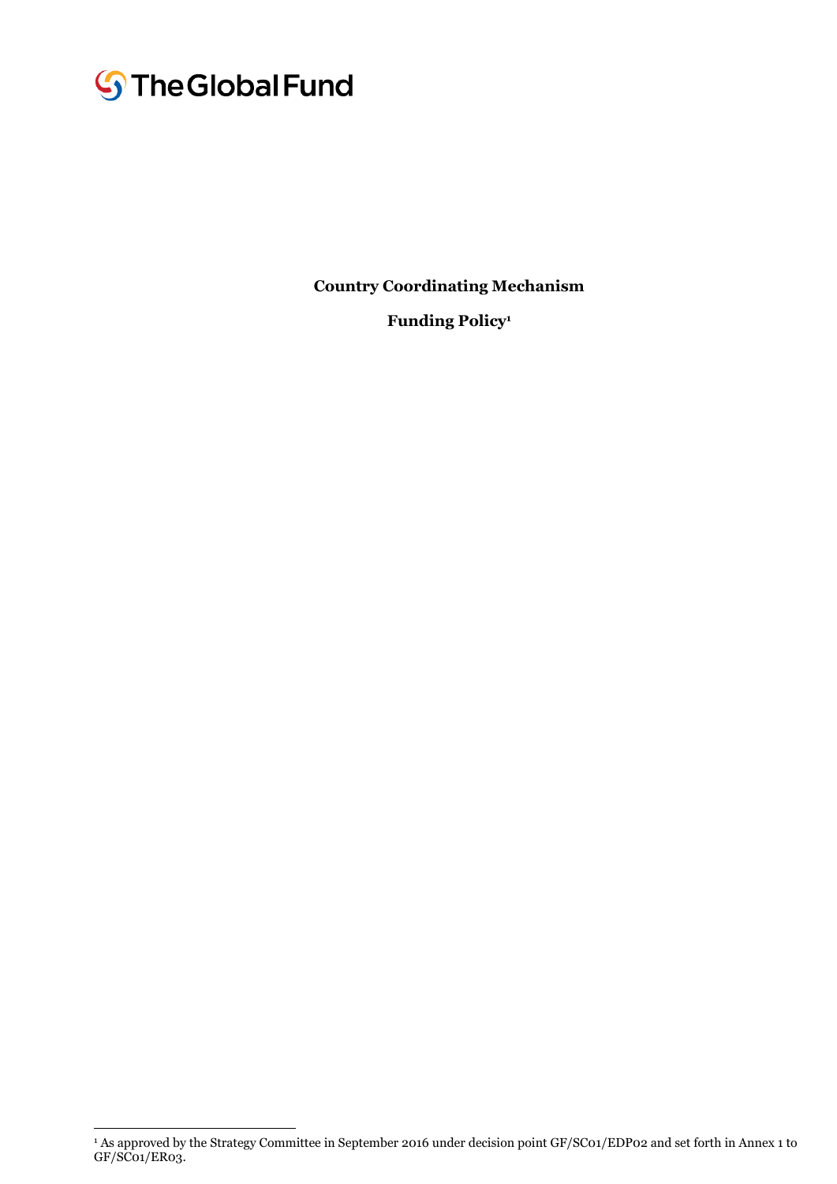The Global Fund

**Country Coordinating Mechanism**

**Funding Policy**[1]

[1] As approved by the Strategy Committee in September 2016 under decision point GF/SC01/EDP02 and set forth in Annex 1 to GF/SC01/ER03.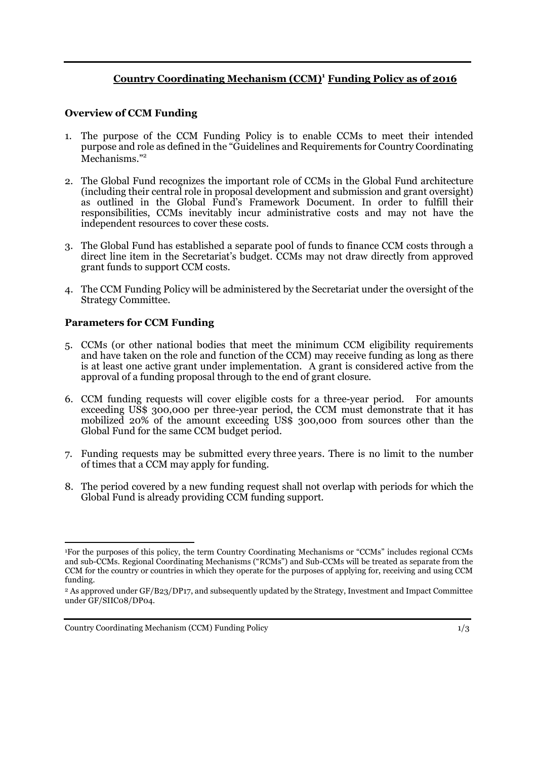# Country Coordinating Mechanism (CCM)[1] Funding Policy as of 2016

## Overview of CCM Funding

1. The purpose of the CCM Funding Policy is to enable CCMs to meet their intended purpose and role as defined in the "Guidelines and Requirements for Country Coordinating Mechanisms."[2]

2. The Global Fund recognizes the important role of CCMs in the Global Fund architecture (including their central role in proposal development and submission and grant oversight) as outlined in the Global Fund's Framework Document. In order to fulfill their responsibilities, CCMs inevitably incur administrative costs and may not have the independent resources to cover these costs.

3. The Global Fund has established a separate pool of funds to finance CCM costs through a direct line item in the Secretariat's budget. CCMs may not draw directly from approved grant funds to support CCM costs.

4. The CCM Funding Policy will be administered by the Secretariat under the oversight of the Strategy Committee.

## Parameters for CCM Funding

5. CCMs (or other national bodies that meet the minimum CCM eligibility requirements and have taken on the role and function of the CCM) may receive funding as long as there is at least one active grant under implementation. A grant is considered active from the approval of a funding proposal through to the end of grant closure.

6. CCM funding requests will cover eligible costs for a three-year period. For amounts exceeding US$ 300,000 per three-year period, the CCM must demonstrate that it has mobilized 20% of the amount exceeding US$ 300,000 from sources other than the Global Fund for the same CCM budget period.

7. Funding requests may be submitted every three years. There is no limit to the number of times that a CCM may apply for funding.

8. The period covered by a new funding request shall not overlap with periods for which the Global Fund is already providing CCM funding support.

---

[1] For the purposes of this policy, the term Country Coordinating Mechanisms or "CCMs" includes regional CCMs and sub-CCMs. Regional Coordinating Mechanisms ("RCMs") and Sub-CCMs will be treated as separate from the CCM for the country or countries in which they operate for the purposes of applying for, receiving and using CCM funding.

[2] As approved under GF/B23/DP17, and subsequently updated by the Strategy, Investment and Impact Committee under GF/SIIC08/DP04.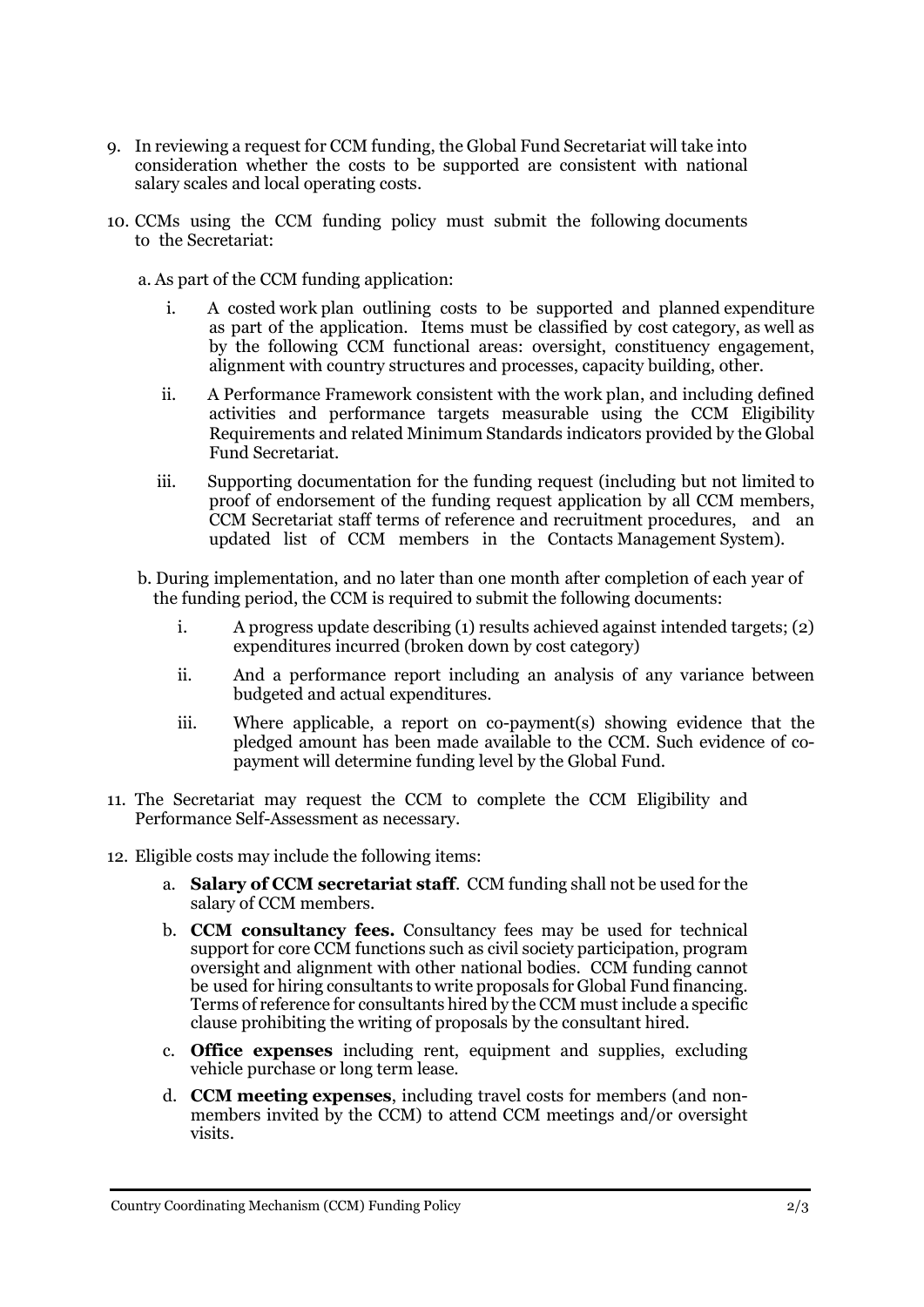9. In reviewing a request for CCM funding, the Global Fund Secretariat will take into consideration whether the costs to be supported are consistent with national salary scales and local operating costs.

10. CCMs using the CCM funding policy must submit the following documents to the Secretariat:

    a. As part of the CCM funding application:

       i. A costed work plan outlining costs to be supported and planned expenditure as part of the application. Items must be classified by cost category, as well as by the following CCM functional areas: oversight, constituency engagement, alignment with country structures and processes, capacity building, other.

       ii. A Performance Framework consistent with the work plan, and including defined activities and performance targets measurable using the CCM Eligibility Requirements and related Minimum Standards indicators provided by the Global Fund Secretariat.

       iii. Supporting documentation for the funding request (including but not limited to proof of endorsement of the funding request application by all CCM members, CCM Secretariat staff terms of reference and recruitment procedures, and an updated list of CCM members in the Contacts Management System).

    b. During implementation, and no later than one month after completion of each year of the funding period, the CCM is required to submit the following documents:

       i. A progress update describing (1) results achieved against intended targets; (2) expenditures incurred (broken down by cost category)

       ii. And a performance report including an analysis of any variance between budgeted and actual expenditures.

       iii. Where applicable, a report on co-payment(s) showing evidence that the pledged amount has been made available to the CCM. Such evidence of co-payment will determine funding level by the Global Fund.

11. The Secretariat may request the CCM to complete the CCM Eligibility and Performance Self-Assessment as necessary.

12. Eligible costs may include the following items:

    a. **Salary of CCM secretariat staff**. CCM funding shall not be used for the salary of CCM members.

    b. **CCM consultancy fees.** Consultancy fees may be used for technical support for core CCM functions such as civil society participation, program oversight and alignment with other national bodies. CCM funding cannot be used for hiring consultants to write proposals for Global Fund financing. Terms of reference for consultants hired by the CCM must include a specific clause prohibiting the writing of proposals by the consultant hired.

    c. **Office expenses** including rent, equipment and supplies, excluding vehicle purchase or long term lease.

    d. **CCM meeting expenses**, including travel costs for members (and non-members invited by the CCM) to attend CCM meetings and/or oversight visits.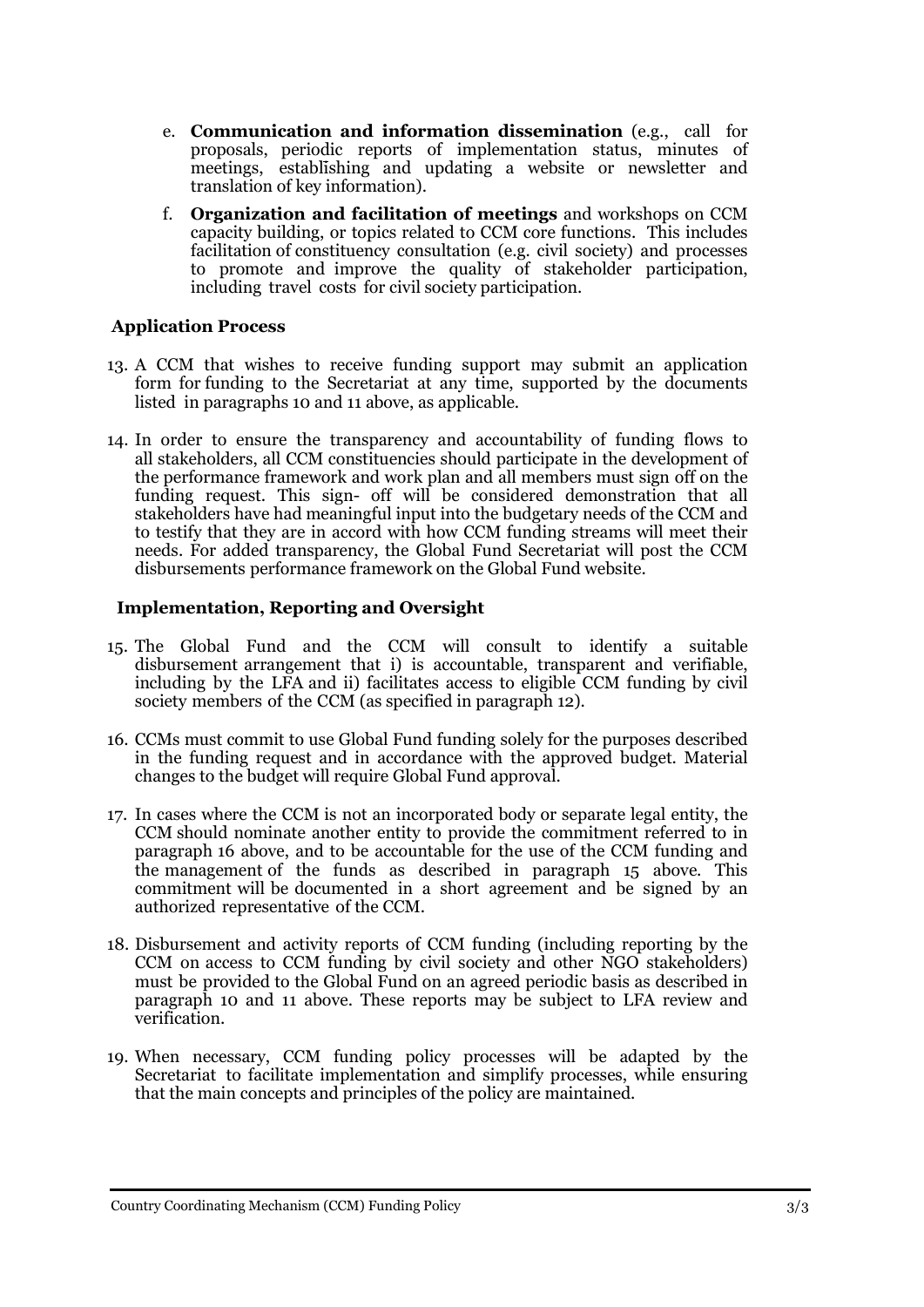e. **Communication and information dissemination** (e.g., call for proposals, periodic reports of implementation status, minutes of meetings, establishing and updating a website or newsletter and translation of key information).

f. **Organization and facilitation of meetings** and workshops on CCM capacity building, or topics related to CCM core functions. This includes facilitation of constituency consultation (e.g. civil society) and processes to promote and improve the quality of stakeholder participation, including travel costs for civil society participation.

### Application Process

13. A CCM that wishes to receive funding support may submit an application form for funding to the Secretariat at any time, supported by the documents listed in paragraphs 10 and 11 above, as applicable.

14. In order to ensure the transparency and accountability of funding flows to all stakeholders, all CCM constituencies should participate in the development of the performance framework and work plan and all members must sign off on the funding request. This sign- off will be considered demonstration that all stakeholders have had meaningful input into the budgetary needs of the CCM and to testify that they are in accord with how CCM funding streams will meet their needs. For added transparency, the Global Fund Secretariat will post the CCM disbursements performance framework on the Global Fund website.

### Implementation, Reporting and Oversight

15. The Global Fund and the CCM will consult to identify a suitable disbursement arrangement that i) is accountable, transparent and verifiable, including by the LFA and ii) facilitates access to eligible CCM funding by civil society members of the CCM (as specified in paragraph 12).

16. CCMs must commit to use Global Fund funding solely for the purposes described in the funding request and in accordance with the approved budget. Material changes to the budget will require Global Fund approval.

17. In cases where the CCM is not an incorporated body or separate legal entity, the CCM should nominate another entity to provide the commitment referred to in paragraph 16 above, and to be accountable for the use of the CCM funding and the management of the funds as described in paragraph 15 above. This commitment will be documented in a short agreement and be signed by an authorized representative of the CCM.

18. Disbursement and activity reports of CCM funding (including reporting by the CCM on access to CCM funding by civil society and other NGO stakeholders) must be provided to the Global Fund on an agreed periodic basis as described in paragraph 10 and 11 above. These reports may be subject to LFA review and verification.

19. When necessary, CCM funding policy processes will be adapted by the Secretariat to facilitate implementation and simplify processes, while ensuring that the main concepts and principles of the policy are maintained.